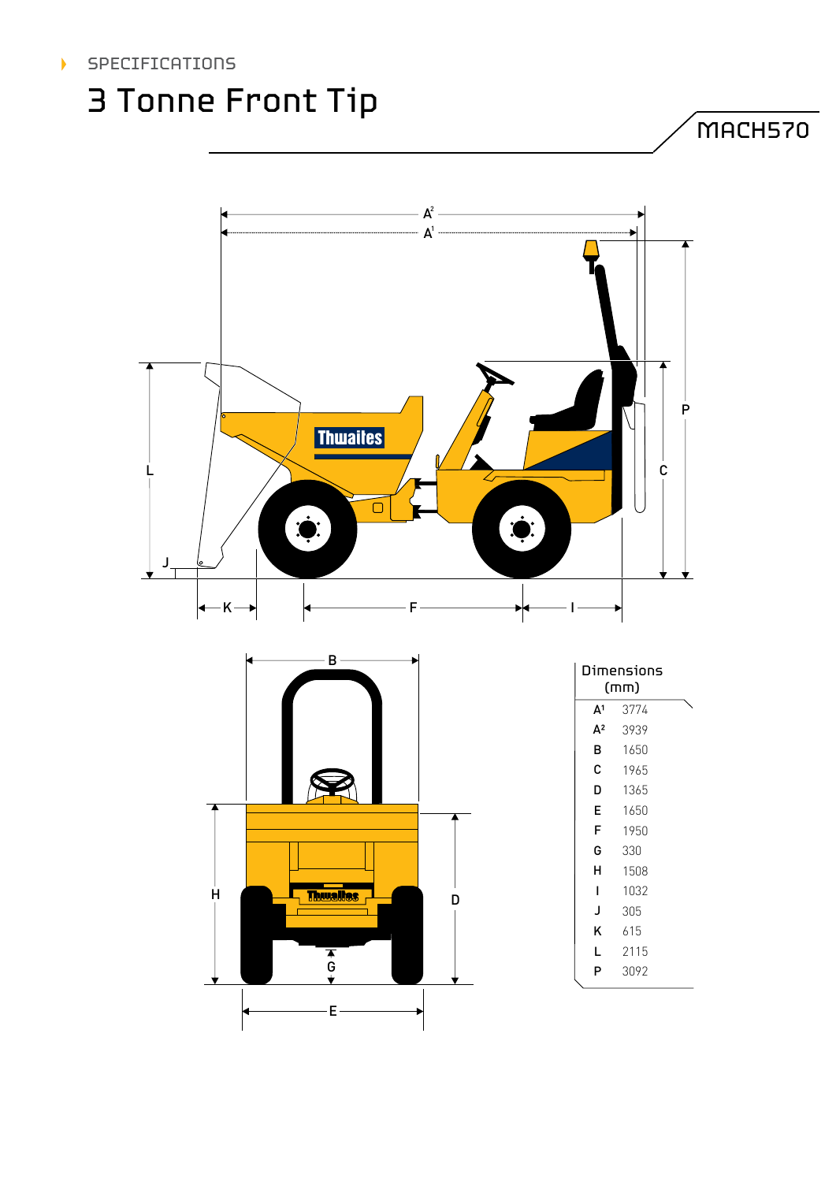SPECIFICATIONS

# 3 Tonne Front Tip

MACH570

| Dimensions (mm) | |
|---|---|
| A¹ | 3774 |
| A² | 3939 |
| B | 1650 |
| C | 1965 |
| D | 1365 |
| E | 1650 |
| F | 1950 |
| G | 330 |
| H | 1508 |
| I | 1032 |
| J | 305 |
| K | 615 |
| L | 2115 |
| P | 3092 |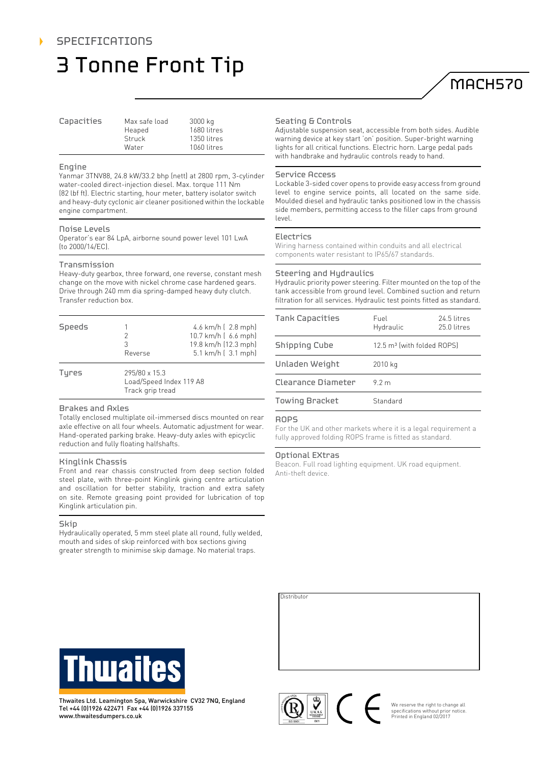SPECIFICATIONS

# 3 Tonne Front Tip

MACH570

## Capacities

| | |
|---|---|
| Max safe load | 3000 kg |
| Heaped | 1680 litres |
| Struck | 1350 litres |
| Water | 1060 litres |

## Engine

Yanmar 3TNV88, 24.8 kW/33.2 bhp (nett) at 2800 rpm, 3-cylinder water-cooled direct-injection diesel. Max. torque 111 Nm (82 lbf ft). Electric starting, hour meter, battery isolator switch and heavy-duty cyclonic air cleaner positioned within the lockable engine compartment.

## Noise Levels

Operator's ear 84 LpA, airborne sound power level 101 LwA (to 2000/14/EC).

## Transmission

Heavy-duty gearbox, three forward, one reverse, constant mesh change on the move with nickel chrome case hardened gears. Drive through 240 mm dia spring-damped heavy duty clutch. Transfer reduction box.

## Speeds

| | |
|---|---|
| 1 | 4.6 km/h ( 2.8 mph) |
| 2 | 10.7 km/h ( 6.6 mph) |
| 3 | 19.8 km/h (12.3 mph) |
| Reverse | 5.1 km/h ( 3.1 mph) |

## Tyres

295/80 x 15.3
Load/Speed Index 119 A8
Track grip tread

## Brakes and Axles

Totally enclosed multiplate oil-immersed discs mounted on rear axle effective on all four wheels. Automatic adjustment for wear. Hand-operated parking brake. Heavy-duty axles with epicyclic reduction and fully floating halfshafts.

## Kinglink Chassis

Front and rear chassis constructed from deep section folded steel plate, with three-point Kinglink giving centre articulation and oscillation for better stability, traction and extra safety on site. Remote greasing point provided for lubrication of top Kinglink articulation pin.

## Skip

Hydraulically operated, 5 mm steel plate all round, fully welded, mouth and sides of skip reinforced with box sections giving greater strength to minimise skip damage. No material traps.

## Seating & Controls

Adjustable suspension seat, accessible from both sides. Audible warning device at key start 'on' position. Super-bright warning lights for all critical functions. Electric horn. Large pedal pads with handbrake and hydraulic controls ready to hand.

## Service Access

Lockable 3-sided cover opens to provide easy access from ground level to engine service points, all located on the same side. Moulded diesel and hydraulic tanks positioned low in the chassis side members, permitting access to the filler caps from ground level.

## Electrics

Wiring harness contained within conduits and all electrical components water resistant to IP65/67 standards.

## Steering and Hydraulics

Hydraulic priority power steering. Filter mounted on the top of the tank accessible from ground level. Combined suction and return filtration for all services. Hydraulic test points fitted as standard.

| | | |
|---|---|---|
| Tank Capacities | Fuel | 24.5 litres |
| | Hydraulic | 25.0 litres |
| Shipping Cube | 12.5 m³ (with folded ROPS) | |
| Unladen Weight | 2010 kg | |
| Clearance Diameter | 9.2 m | |
| Towing Bracket | Standard | |

## ROPS

For the UK and other markets where it is a legal requirement a fully approved folding ROPS frame is fitted as standard.

## Optional Extras

Beacon. Full road lighting equipment. UK road equipment. Anti-theft device.

Distributor

Thwaites

Thwaites Ltd. Leamington Spa, Warwickshire CV32 7NQ, England
Tel +44 (0)1926 422471 Fax +44 (0)1926 337155
www.thwaitesdumpers.co.uk

We reserve the right to change all specifications without prior notice.
Printed in England 02/2017